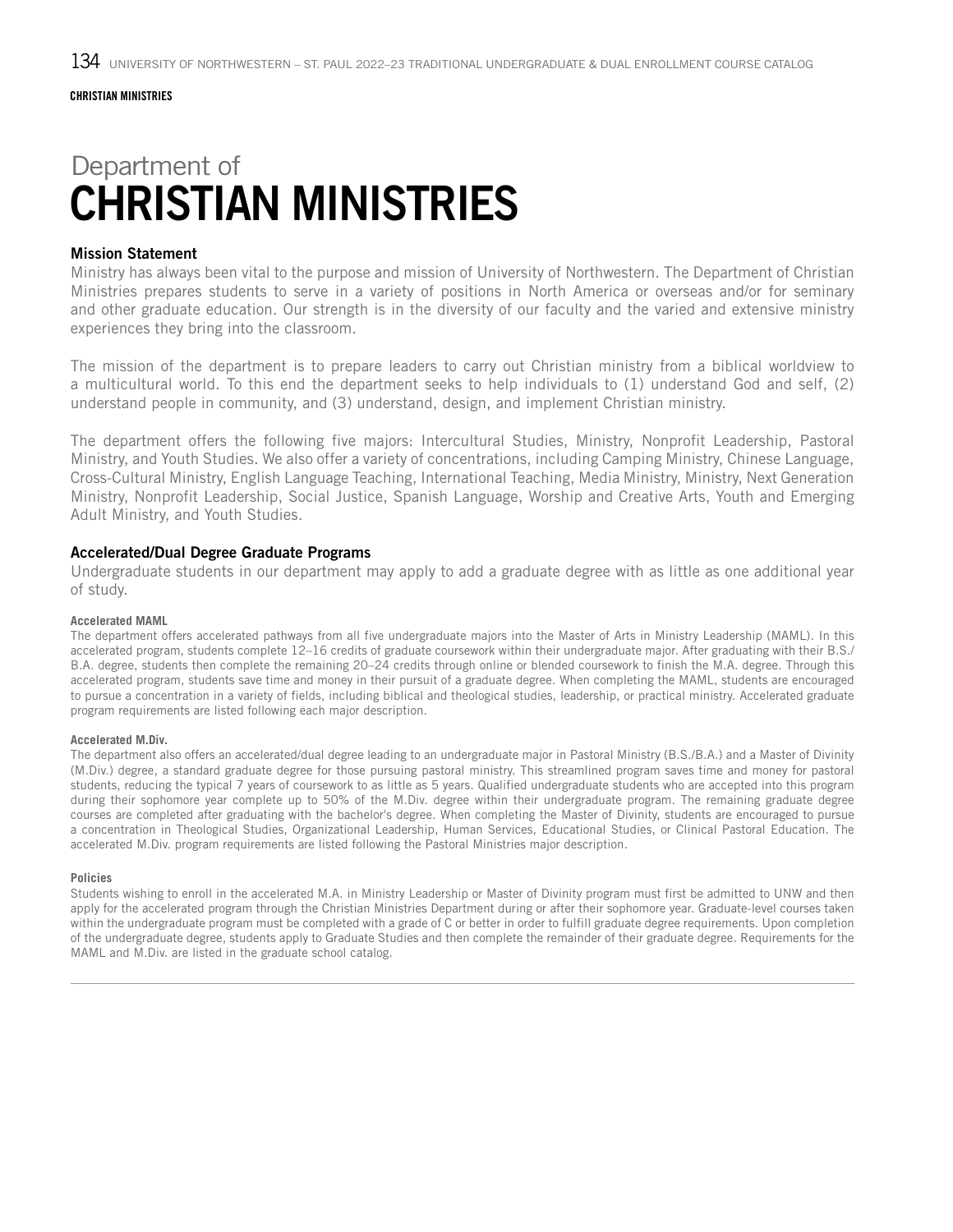# Department of CHRISTIAN MINISTRIES

## Mission Statement

Ministry has always been vital to the purpose and mission of University of Northwestern. The Department of Christian Ministries prepares students to serve in a variety of positions in North America or overseas and/or for seminary and other graduate education. Our strength is in the diversity of our faculty and the varied and extensive ministry experiences they bring into the classroom.

The mission of the department is to prepare leaders to carry out Christian ministry from a biblical worldview to a multicultural world. To this end the department seeks to help individuals to (1) understand God and self, (2) understand people in community, and (3) understand, design, and implement Christian ministry.

The department offers the following five majors: Intercultural Studies, Ministry, Nonprofit Leadership, Pastoral Ministry, and Youth Studies. We also offer a variety of concentrations, including Camping Ministry, Chinese Language, Cross-Cultural Ministry, English Language Teaching, International Teaching, Media Ministry, Ministry, Next Generation Ministry, Nonprofit Leadership, Social Justice, Spanish Language, Worship and Creative Arts, Youth and Emerging Adult Ministry, and Youth Studies.

## Accelerated/Dual Degree Graduate Programs

Undergraduate students in our department may apply to add a graduate degree with as little as one additional year of study.

### Accelerated MAML

The department offers accelerated pathways from all five undergraduate majors into the Master of Arts in Ministry Leadership (MAML). In this accelerated program, students complete 12–16 credits of graduate coursework within their undergraduate major. After graduating with their B.S./B.A. degree, students then complete the remaining 20–24 credits through online or blended coursework to finish the M.A. degree. Through this accelerated program, students save time and money in their pursuit of a graduate degree. When completing the MAML, students are encouraged to pursue a concentration in a variety of fields, including biblical and theological studies, leadership, or practical ministry. Accelerated graduate program requirements are listed following each major description.

### Accelerated M.Div.

The department also offers an accelerated/dual degree leading to an undergraduate major in Pastoral Ministry (B.S./B.A.) and a Master of Divinity (M.Div.) degree, a standard graduate degree for those pursuing pastoral ministry. This streamlined program saves time and money for pastoral students, reducing the typical 7 years of coursework to as little as 5 years. Qualified undergraduate students who are accepted into this program during their sophomore year complete up to 50% of the M.Div. degree within their undergraduate program. The remaining graduate degree courses are completed after graduating with the bachelor's degree. When completing the Master of Divinity, students are encouraged to pursue a concentration in Theological Studies, Organizational Leadership, Human Services, Educational Studies, or Clinical Pastoral Education. The accelerated M.Div. program requirements are listed following the Pastoral Ministries major description.

### Policies

Students wishing to enroll in the accelerated M.A. in Ministry Leadership or Master of Divinity program must first be admitted to UNW and then apply for the accelerated program through the Christian Ministries Department during or after their sophomore year. Graduate-level courses taken within the undergraduate program must be completed with a grade of C or better in order to fulfill graduate degree requirements. Upon completion of the undergraduate degree, students apply to Graduate Studies and then complete the remainder of their graduate degree. Requirements for the MAML and M.Div. are listed in the graduate school catalog.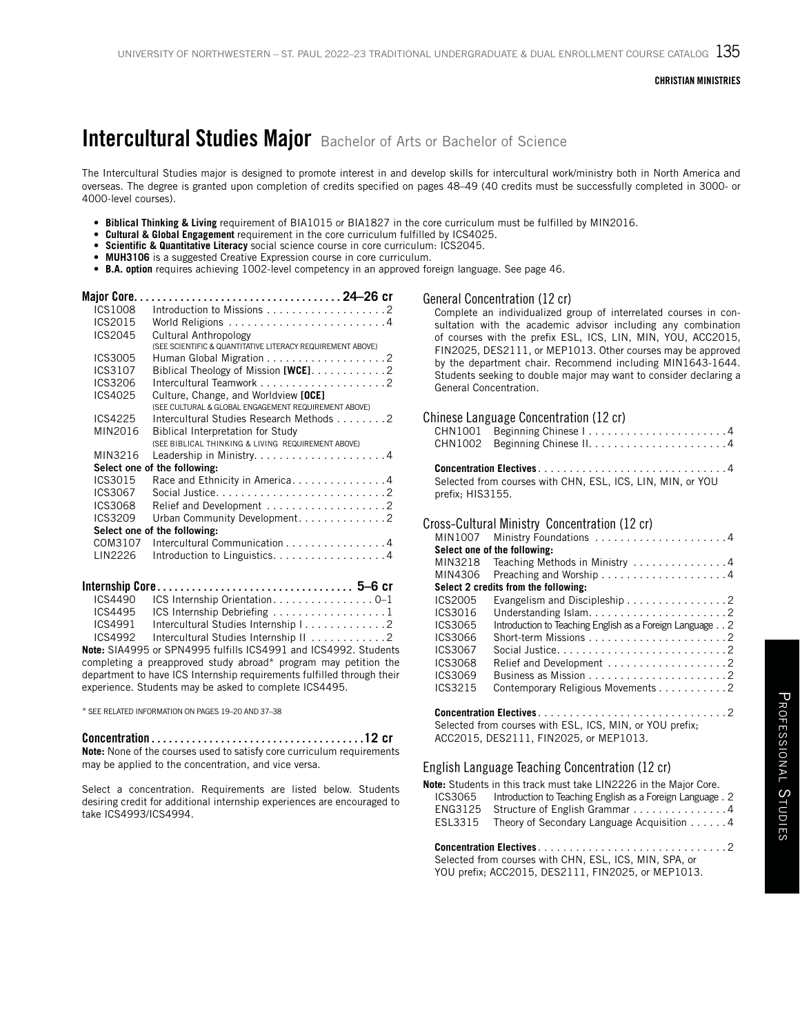# Intercultural Studies Major

Bachelor of Arts or Bachelor of Science

The Intercultural Studies major is designed to promote interest in and develop skills for intercultural work/ministry both in North America and overseas. The degree is granted upon completion of credits specified on pages 48–49 (40 credits must be successfully completed in 3000- or 4000-level courses).

- **Biblical Thinking & Living** requirement of BIA1015 or BIA1827 in the core curriculum must be fulfilled by MIN2016.
- **Cultural & Global Engagement** requirement in the core curriculum fulfilled by ICS4025.
- **Scientific & Quantitative Literacy** social science course in core curriculum: ICS2045.
- **MUH3106** is a suggested Creative Expression course in core curriculum.
- **B.A. option** requires achieving 1002-level competency in an approved foreign language. See page 46.

## Major Core . . . 24–26 cr

| Course | Title | Credits |
|---|---|---|
| ICS1008 | Introduction to Missions | 2 |
| ICS2015 | World Religions | 4 |
| ICS2045 | Cultural Anthropology (SEE SCIENTIFIC & QUANTITATIVE LITERACY REQUIREMENT ABOVE) | |
| ICS3005 | Human Global Migration | 2 |
| ICS3107 | Biblical Theology of Mission **[WCE]** | 2 |
| ICS3206 | Intercultural Teamwork | 2 |
| ICS4025 | Culture, Change, and Worldview **[OCE]** (SEE CULTURAL & GLOBAL ENGAGEMENT REQUIREMENT ABOVE) | |
| ICS4225 | Intercultural Studies Research Methods | 2 |
| MIN2016 | Biblical Interpretation for Study (SEE BIBLICAL THINKING & LIVING REQUIREMENT ABOVE) | |
| MIN3216 | Leadership in Ministry | 4 |
| **Select one of the following:** | | |
| ICS3015 | Race and Ethnicity in America | 4 |
| ICS3067 | Social Justice | 2 |
| ICS3068 | Relief and Development | 2 |
| ICS3209 | Urban Community Development | 2 |
| **Select one of the following:** | | |
| COM3107 | Intercultural Communication | 4 |
| LIN2226 | Introduction to Linguistics | 4 |

## Internship Core . . . 5–6 cr

| Course | Title | Credits |
|---|---|---|
| ICS4490 | ICS Internship Orientation | 0–1 |
| ICS4495 | ICS Internship Debriefing | 1 |
| ICS4991 | Intercultural Studies Internship I | 2 |
| ICS4992 | Intercultural Studies Internship II | 2 |

**Note:** SIA4995 or SPN4995 fulfills ICS4991 and ICS4992. Students completing a preapproved study abroad* program may petition the department to have ICS Internship requirements fulfilled through their experience. Students may be asked to complete ICS4495.

\* SEE RELATED INFORMATION ON PAGES 19–20 AND 37–38

## Concentration . . . 12 cr

**Note:** None of the courses used to satisfy core curriculum requirements may be applied to the concentration, and vice versa.

Select a concentration. Requirements are listed below. Students desiring credit for additional internship experiences are encouraged to take ICS4993/ICS4994.

### General Concentration (12 cr)

Complete an individualized group of interrelated courses in consultation with the academic advisor including any combination of courses with the prefix ESL, ICS, LIN, MIN, YOU, ACC2015, FIN2025, DES2111, or MEP1013. Other courses may be approved by the department chair. Recommend including MIN1643-1644. Students seeking to double major may want to consider declaring a General Concentration.

### Chinese Language Concentration (12 cr)

| Course | Title | Credits |
|---|---|---|
| CHN1001 | Beginning Chinese I | 4 |
| CHN1002 | Beginning Chinese II | 4 |

**Concentration Electives** . . . 4

Selected from courses with CHN, ESL, ICS, LIN, MIN, or YOU prefix; HIS3155.

### Cross-Cultural Ministry Concentration (12 cr)

| Course | Title | Credits |
|---|---|---|
| MIN1007 | Ministry Foundations | 4 |
| **Select one of the following:** | | |
| MIN3218 | Teaching Methods in Ministry | 4 |
| MIN4306 | Preaching and Worship | 4 |
| **Select 2 credits from the following:** | | |
| ICS2005 | Evangelism and Discipleship | 2 |
| ICS3016 | Understanding Islam | 2 |
| ICS3065 | Introduction to Teaching English as a Foreign Language | 2 |
| ICS3066 | Short-term Missions | 2 |
| ICS3067 | Social Justice | 2 |
| ICS3068 | Relief and Development | 2 |
| ICS3069 | Business as Mission | 2 |
| ICS3215 | Contemporary Religious Movements | 2 |

**Concentration Electives** . . . 2

Selected from courses with ESL, ICS, MIN, or YOU prefix; ACC2015, DES2111, FIN2025, or MEP1013.

### English Language Teaching Concentration (12 cr)

**Note:** Students in this track must take LIN2226 in the Major Core.

| Course | Title | Credits |
|---|---|---|
| ICS3065 | Introduction to Teaching English as a Foreign Language | 2 |
| ENG3125 | Structure of English Grammar | 4 |
| ESL3315 | Theory of Secondary Language Acquisition | 4 |

**Concentration Electives** . . . 2

Selected from courses with CHN, ESL, ICS, MIN, SPA, or YOU prefix; ACC2015, DES2111, FIN2025, or MEP1013.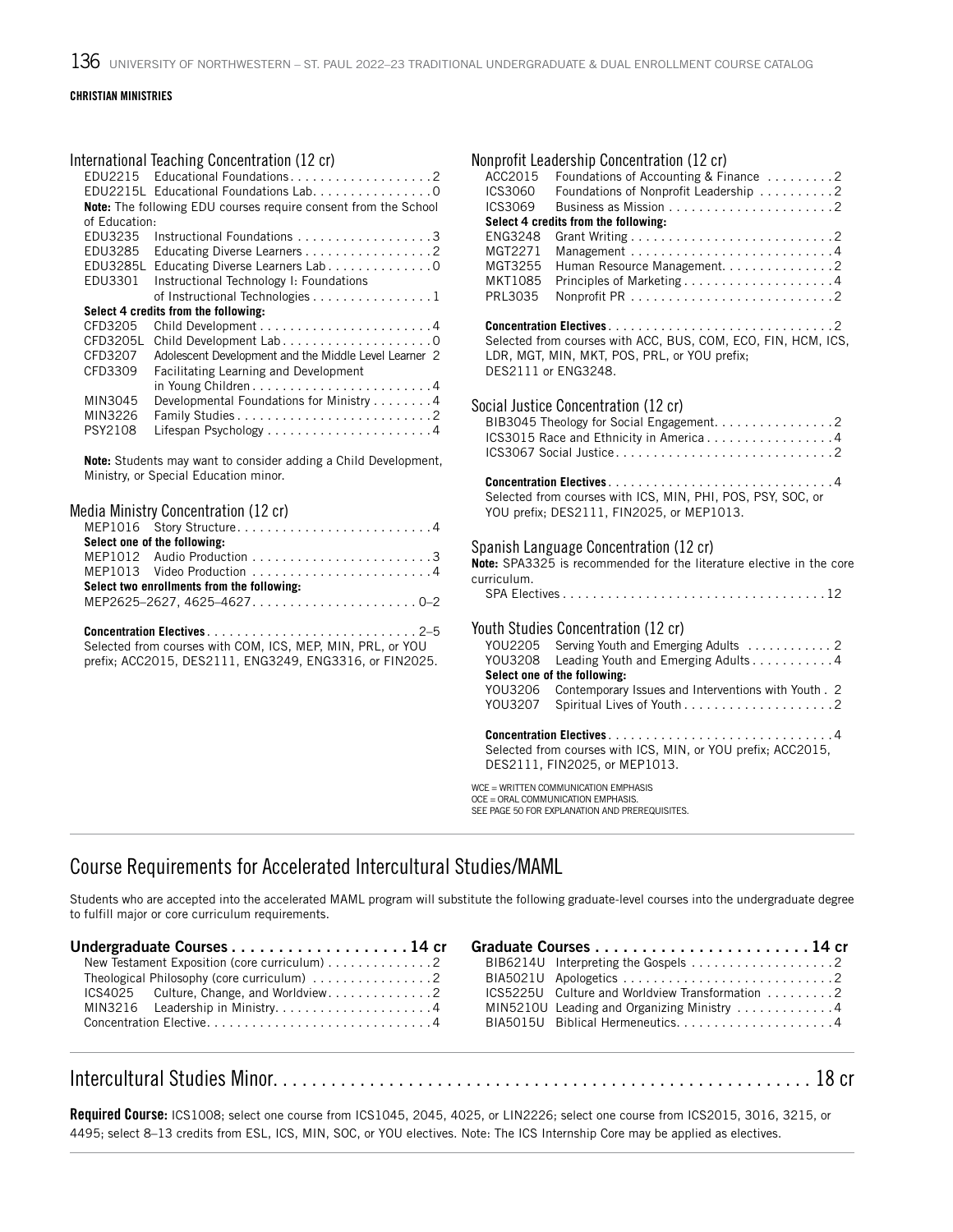**CHRISTIAN MINISTRIES**

### International Teaching Concentration (12 cr)

| | | |
|---|---|---|
| EDU2215 | Educational Foundations | 2 |
| EDU2215L | Educational Foundations Lab | 0 |

**Note:** The following EDU courses require consent from the School of Education:

| | | |
|---|---|---|
| EDU3235 | Instructional Foundations | 3 |
| EDU3285 | Educating Diverse Learners | 2 |
| EDU3285L | Educating Diverse Learners Lab | 0 |
| EDU3301 | Instructional Technology I: Foundations of Instructional Technologies | 1 |

**Select 4 credits from the following:**

| | | |
|---|---|---|
| CFD3205 | Child Development | 4 |
| CFD3205L | Child Development Lab | 0 |
| CFD3207 | Adolescent Development and the Middle Level Learner | 2 |
| CFD3309 | Facilitating Learning and Development in Young Children | 4 |
| MIN3045 | Developmental Foundations for Ministry | 4 |
| MIN3226 | Family Studies | 2 |
| PSY2108 | Lifespan Psychology | 4 |

**Note:** Students may want to consider adding a Child Development, Ministry, or Special Education minor.

### Media Ministry Concentration (12 cr)

| | | |
|---|---|---|
| MEP1016 | Story Structure | 4 |

**Select one of the following:**

| | | |
|---|---|---|
| MEP1012 | Audio Production | 3 |
| MEP1013 | Video Production | 4 |

**Select two enrollments from the following:**

MEP2625–2627, 4625–4627 . . . 0–2

**Concentration Electives** . . . 2–5
Selected from courses with COM, ICS, MEP, MIN, PRL, or YOU prefix; ACC2015, DES2111, ENG3249, ENG3316, or FIN2025.

### Nonprofit Leadership Concentration (12 cr)

| | | |
|---|---|---|
| ACC2015 | Foundations of Accounting & Finance | 2 |
| ICS3060 | Foundations of Nonprofit Leadership | 2 |
| ICS3069 | Business as Mission | 2 |

**Select 4 credits from the following:**

| | | |
|---|---|---|
| ENG3248 | Grant Writing | 2 |
| MGT2271 | Management | 4 |
| MGT3255 | Human Resource Management | 2 |
| MKT1085 | Principles of Marketing | 4 |
| PRL3035 | Nonprofit PR | 2 |

**Concentration Electives** . . . 2
Selected from courses with ACC, BUS, COM, ECO, FIN, HCM, ICS, LDR, MGT, MIN, MKT, POS, PRL, or YOU prefix; DES2111 or ENG3248.

### Social Justice Concentration (12 cr)

| | |
|---|---|
| BIB3045 Theology for Social Engagement | 2 |
| ICS3015 Race and Ethnicity in America | 4 |
| ICS3067 Social Justice | 2 |

**Concentration Electives** . . . 4
Selected from courses with ICS, MIN, PHI, POS, PSY, SOC, or YOU prefix; DES2111, FIN2025, or MEP1013.

### Spanish Language Concentration (12 cr)

**Note:** SPA3325 is recommended for the literature elective in the core curriculum.

SPA Electives . . . 12

### Youth Studies Concentration (12 cr)

| | | |
|---|---|---|
| YOU2205 | Serving Youth and Emerging Adults | 2 |
| YOU3208 | Leading Youth and Emerging Adults | 4 |

**Select one of the following:**

| | | |
|---|---|---|
| YOU3206 | Contemporary Issues and Interventions with Youth | 2 |
| YOU3207 | Spiritual Lives of Youth | 2 |

**Concentration Electives** . . . 4
Selected from courses with ICS, MIN, or YOU prefix; ACC2015, DES2111, FIN2025, or MEP1013.

WCE = WRITTEN COMMUNICATION EMPHASIS
OCE = ORAL COMMUNICATION EMPHASIS.
SEE PAGE 50 FOR EXPLANATION AND PREREQUISITES.

## Course Requirements for Accelerated Intercultural Studies/MAML

Students who are accepted into the accelerated MAML program will substitute the following graduate-level courses into the undergraduate degree to fulfill major or core curriculum requirements.

**Undergraduate Courses . . . 14 cr**

| | |
|---|---|
| New Testament Exposition (core curriculum) | 2 |
| Theological Philosophy (core curriculum) | 2 |
| ICS4025 Culture, Change, and Worldview | 2 |
| MIN3216 Leadership in Ministry | 4 |
| Concentration Elective | 4 |

**Graduate Courses . . . 14 cr**

| | | |
|---|---|---|
| BIB6214U | Interpreting the Gospels | 2 |
| BIA5021U | Apologetics | 2 |
| ICS5225U | Culture and Worldview Transformation | 2 |
| MIN5210U | Leading and Organizing Ministry | 4 |
| BIA5015U | Biblical Hermeneutics | 4 |

## Intercultural Studies Minor . . . 18 cr

**Required Course:** ICS1008; select one course from ICS1045, 2045, 4025, or LIN2226; select one course from ICS2015, 3016, 3215, or 4495; select 8–13 credits from ESL, ICS, MIN, SOC, or YOU electives. Note: The ICS Internship Core may be applied as electives.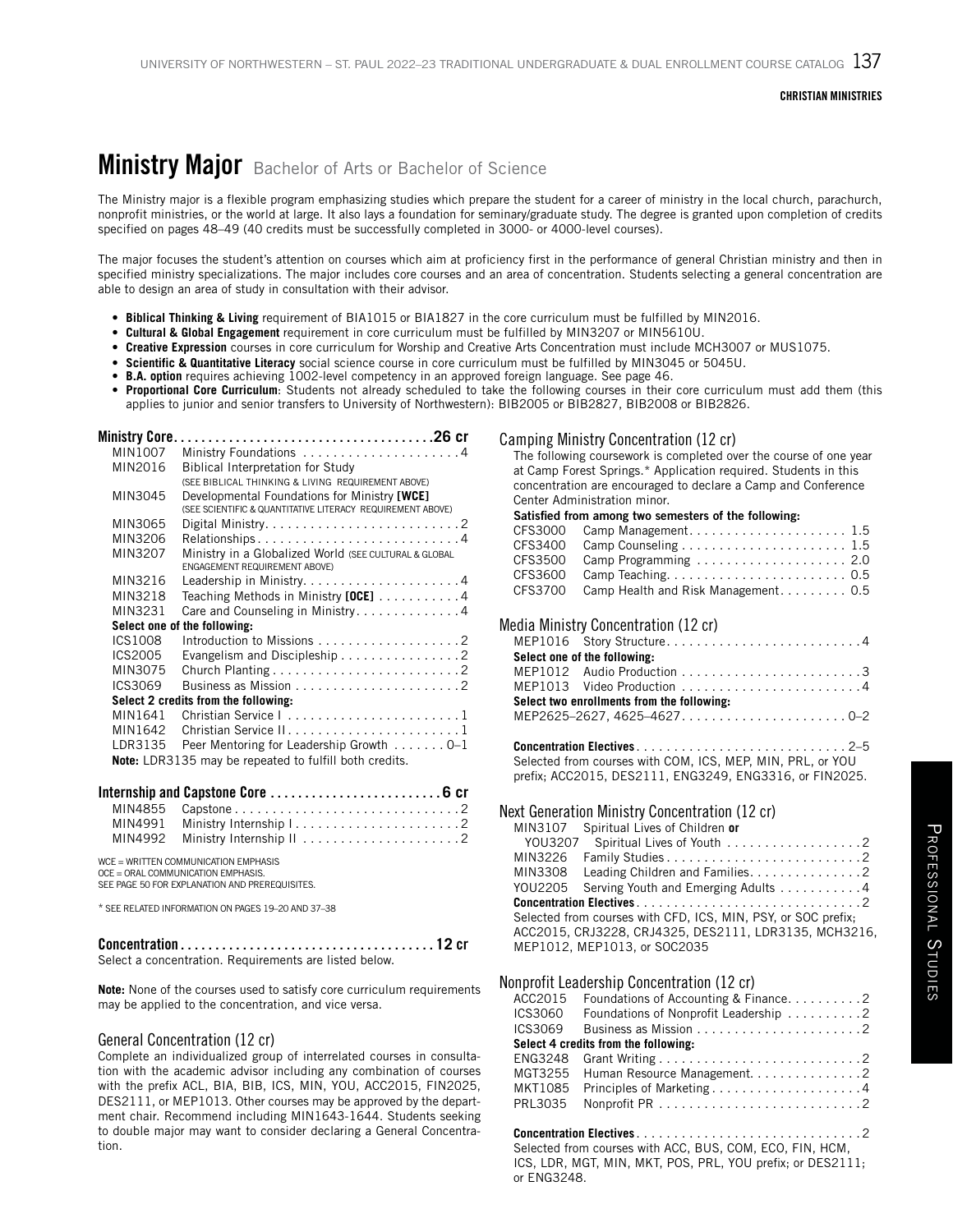# Ministry Major

Bachelor of Arts or Bachelor of Science

The Ministry major is a flexible program emphasizing studies which prepare the student for a career of ministry in the local church, parachurch, nonprofit ministries, or the world at large. It also lays a foundation for seminary/graduate study. The degree is granted upon completion of credits specified on pages 48–49 (40 credits must be successfully completed in 3000- or 4000-level courses).

The major focuses the student's attention on courses which aim at proficiency first in the performance of general Christian ministry and then in specified ministry specializations. The major includes core courses and an area of concentration. Students selecting a general concentration are able to design an area of study in consultation with their advisor.

- **Biblical Thinking & Living** requirement of BIA1015 or BIA1827 in the core curriculum must be fulfilled by MIN2016.
- **Cultural & Global Engagement** requirement in core curriculum must be fulfilled by MIN3207 or MIN5610U.
- **Creative Expression** courses in core curriculum for Worship and Creative Arts Concentration must include MCH3007 or MUS1075.
- **Scientific & Quantitative Literacy** social science course in core curriculum must be fulfilled by MIN3045 or 5045U.
- **B.A. option** requires achieving 1002-level competency in an approved foreign language. See page 46.
- **Proportional Core Curriculum**: Students not already scheduled to take the following courses in their core curriculum must add them (this applies to junior and senior transfers to University of Northwestern): BIB2005 or BIB2827, BIB2008 or BIB2826.

## Ministry Core .......... 26 cr

| | | |
|---|---|---|
| MIN1007 | Ministry Foundations | 4 |
| MIN2016 | Biblical Interpretation for Study (SEE BIBLICAL THINKING & LIVING REQUIREMENT ABOVE) | |
| MIN3045 | Developmental Foundations for Ministry **[WCE]** (SEE SCIENTIFIC & QUANTITATIVE LITERACY REQUIREMENT ABOVE) | |
| MIN3065 | Digital Ministry | 2 |
| MIN3206 | Relationships | 4 |
| MIN3207 | Ministry in a Globalized World (SEE CULTURAL & GLOBAL ENGAGEMENT REQUIREMENT ABOVE) | |
| MIN3216 | Leadership in Ministry | 4 |
| MIN3218 | Teaching Methods in Ministry **[OCE]** | 4 |
| MIN3231 | Care and Counseling in Ministry | 4 |
| **Select one of the following:** | | |
| ICS1008 | Introduction to Missions | 2 |
| ICS2005 | Evangelism and Discipleship | 2 |
| MIN3075 | Church Planting | 2 |
| ICS3069 | Business as Mission | 2 |
| **Select 2 credits from the following:** | | |
| MIN1641 | Christian Service I | 1 |
| MIN1642 | Christian Service II | 1 |
| LDR3135 | Peer Mentoring for Leadership Growth | 0–1 |

**Note:** LDR3135 may be repeated to fulfill both credits.

## Internship and Capstone Core .......... 6 cr

| | | |
|---|---|---|
| MIN4855 | Capstone | 2 |
| MIN4991 | Ministry Internship I | 2 |
| MIN4992 | Ministry Internship II | 2 |

WCE = WRITTEN COMMUNICATION EMPHASIS
OCE = ORAL COMMUNICATION EMPHASIS.
SEE PAGE 50 FOR EXPLANATION AND PREREQUISITES.

* SEE RELATED INFORMATION ON PAGES 19–20 AND 37–38

## Concentration .......... 12 cr

Select a concentration. Requirements are listed below.

**Note:** None of the courses used to satisfy core curriculum requirements may be applied to the concentration, and vice versa.

### General Concentration (12 cr)

Complete an individualized group of interrelated courses in consultation with the academic advisor including any combination of courses with the prefix ACL, BIA, BIB, ICS, MIN, YOU, ACC2015, FIN2025, DES2111, or MEP1013. Other courses may be approved by the department chair. Recommend including MIN1643-1644. Students seeking to double major may want to consider declaring a General Concentration.

### Camping Ministry Concentration (12 cr)

The following coursework is completed over the course of one year at Camp Forest Springs.* Application required. Students in this concentration are encouraged to declare a Camp and Conference Center Administration minor.

**Satisfied from among two semesters of the following:**

| | | |
|---|---|---|
| CFS3000 | Camp Management | 1.5 |
| CFS3400 | Camp Counseling | 1.5 |
| CFS3500 | Camp Programming | 2.0 |
| CFS3600 | Camp Teaching | 0.5 |
| CFS3700 | Camp Health and Risk Management | 0.5 |

### Media Ministry Concentration (12 cr)

| | | |
|---|---|---|
| MEP1016 | Story Structure | 4 |
| **Select one of the following:** | | |
| MEP1012 | Audio Production | 3 |
| MEP1013 | Video Production | 4 |
| **Select two enrollments from the following:** | | |
| MEP2625–2627, 4625–4627 | | 0–2 |

**Concentration Electives** .......... 2–5
Selected from courses with COM, ICS, MEP, MIN, PRL, or YOU prefix; ACC2015, DES2111, ENG3249, ENG3316, or FIN2025.

### Next Generation Ministry Concentration (12 cr)

| | | |
|---|---|---|
| MIN3107 | Spiritual Lives of Children **or** | |
| YOU3207 | Spiritual Lives of Youth | 2 |
| MIN3226 | Family Studies | 2 |
| MIN3308 | Leading Children and Families | 2 |
| YOU2205 | Serving Youth and Emerging Adults | 4 |

**Concentration Electives** .......... 2
Selected from courses with CFD, ICS, MIN, PSY, or SOC prefix; ACC2015, CRJ3228, CRJ4325, DES2111, LDR3135, MCH3216, MEP1012, MEP1013, or SOC2035

### Nonprofit Leadership Concentration (12 cr)

| | | |
|---|---|---|
| ACC2015 | Foundations of Accounting & Finance | 2 |
| ICS3060 | Foundations of Nonprofit Leadership | 2 |
| ICS3069 | Business as Mission | 2 |
| **Select 4 credits from the following:** | | |
| ENG3248 | Grant Writing | 2 |
| MGT3255 | Human Resource Management | 2 |
| MKT1085 | Principles of Marketing | 4 |
| PRL3035 | Nonprofit PR | 2 |

**Concentration Electives** .......... 2
Selected from courses with ACC, BUS, COM, ECO, FIN, HCM, ICS, LDR, MGT, MIN, MKT, POS, PRL, YOU prefix; or DES2111; or ENG3248.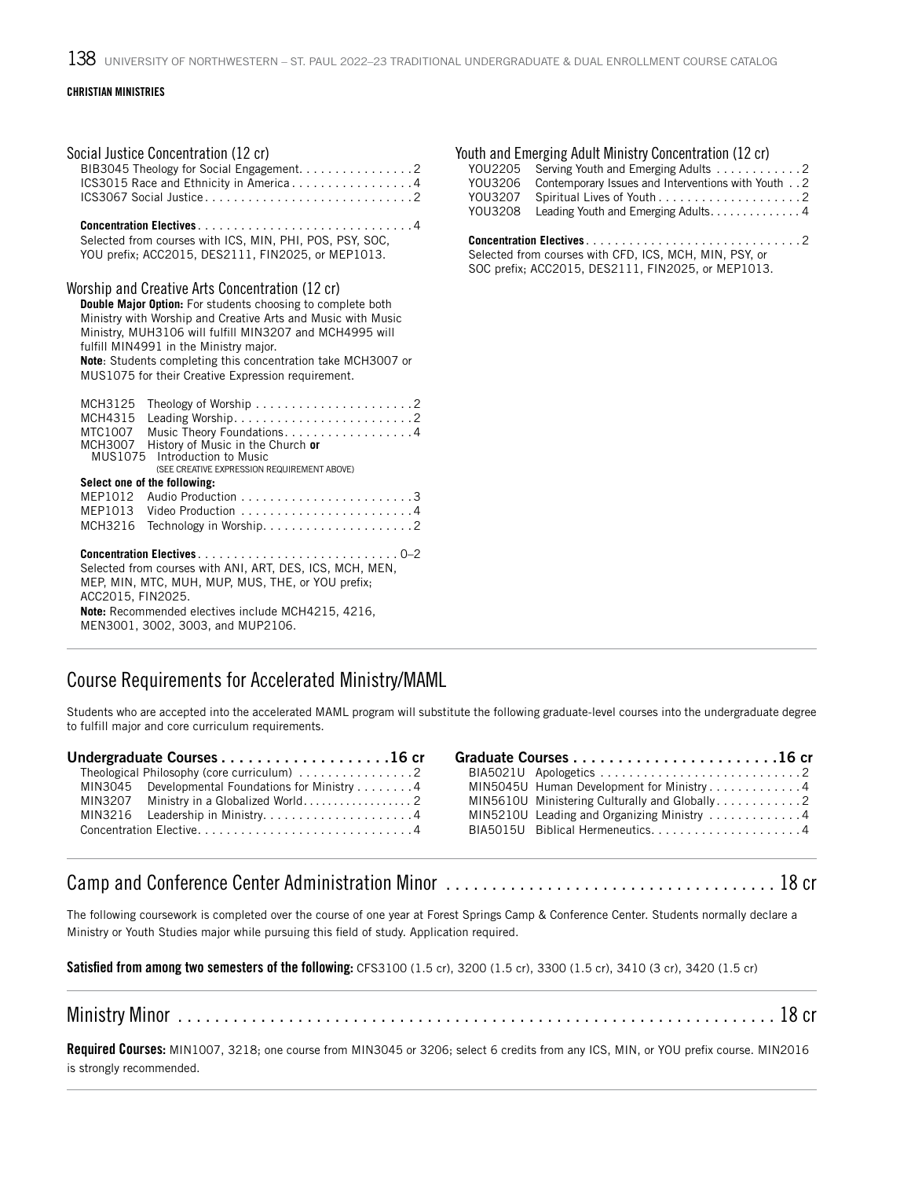**CHRISTIAN MINISTRIES**

### Social Justice Concentration (12 cr)

| Course | Credits |
|---|---|
| BIB3045 Theology for Social Engagement | 2 |
| ICS3015 Race and Ethnicity in America | 4 |
| ICS3067 Social Justice | 2 |

**Concentration Electives** . . . . . 4

Selected from courses with ICS, MIN, PHI, POS, PSY, SOC, YOU prefix; ACC2015, DES2111, FIN2025, or MEP1013.

### Worship and Creative Arts Concentration (12 cr)

**Double Major Option:** For students choosing to complete both Ministry with Worship and Creative Arts and Music with Music Ministry, MUH3106 will fulfill MIN3207 and MCH4995 will fulfill MIN4991 in the Ministry major.

**Note**: Students completing this concentration take MCH3007 or MUS1075 for their Creative Expression requirement.

| Course | Title | Credits |
|---|---|---|
| MCH3125 | Theology of Worship | 2 |
| MCH4315 | Leading Worship | 2 |
| MTC1007 | Music Theory Foundations | 4 |
| MCH3007 | History of Music in the Church **or** MUS1075 Introduction to Music (SEE CREATIVE EXPRESSION REQUIREMENT ABOVE) | |

**Select one of the following:**

| Course | Title | Credits |
|---|---|---|
| MEP1012 | Audio Production | 3 |
| MEP1013 | Video Production | 4 |
| MCH3216 | Technology in Worship | 2 |

**Concentration Electives** . . . . . 0–2

Selected from courses with ANI, ART, DES, ICS, MCH, MEN, MEP, MIN, MTC, MUH, MUP, MUS, THE, or YOU prefix; ACC2015, FIN2025.

**Note:** Recommended electives include MCH4215, 4216, MEN3001, 3002, 3003, and MUP2106.

### Youth and Emerging Adult Ministry Concentration (12 cr)

| Course | Title | Credits |
|---|---|---|
| YOU2205 | Serving Youth and Emerging Adults | 2 |
| YOU3206 | Contemporary Issues and Interventions with Youth | 2 |
| YOU3207 | Spiritual Lives of Youth | 2 |
| YOU3208 | Leading Youth and Emerging Adults | 4 |

**Concentration Electives** . . . . . 2

Selected from courses with CFD, ICS, MCH, MIN, PSY, or SOC prefix; ACC2015, DES2111, FIN2025, or MEP1013.

## Course Requirements for Accelerated Ministry/MAML

Students who are accepted into the accelerated MAML program will substitute the following graduate-level courses into the undergraduate degree to fulfill major and core curriculum requirements.

**Undergraduate Courses . . . . . 16 cr**

| Course | Credits |
|---|---|
| Theological Philosophy (core curriculum) | 2 |
| MIN3045 Developmental Foundations for Ministry | 4 |
| MIN3207 Ministry in a Globalized World | 2 |
| MIN3216 Leadership in Ministry | 4 |
| Concentration Elective | 4 |

**Graduate Courses . . . . . 16 cr**

| Course | Credits |
|---|---|
| BIA5021U Apologetics | 2 |
| MIN5045U Human Development for Ministry | 4 |
| MIN5610U Ministering Culturally and Globally | 2 |
| MIN5210U Leading and Organizing Ministry | 4 |
| BIA5015U Biblical Hermeneutics | 4 |

## Camp and Conference Center Administration Minor . . . . . 18 cr

The following coursework is completed over the course of one year at Forest Springs Camp & Conference Center. Students normally declare a Ministry or Youth Studies major while pursuing this field of study. Application required.

**Satisfied from among two semesters of the following:** CFS3100 (1.5 cr), 3200 (1.5 cr), 3300 (1.5 cr), 3410 (3 cr), 3420 (1.5 cr)

## Ministry Minor . . . . . 18 cr

**Required Courses:** MIN1007, 3218; one course from MIN3045 or 3206; select 6 credits from any ICS, MIN, or YOU prefix course. MIN2016 is strongly recommended.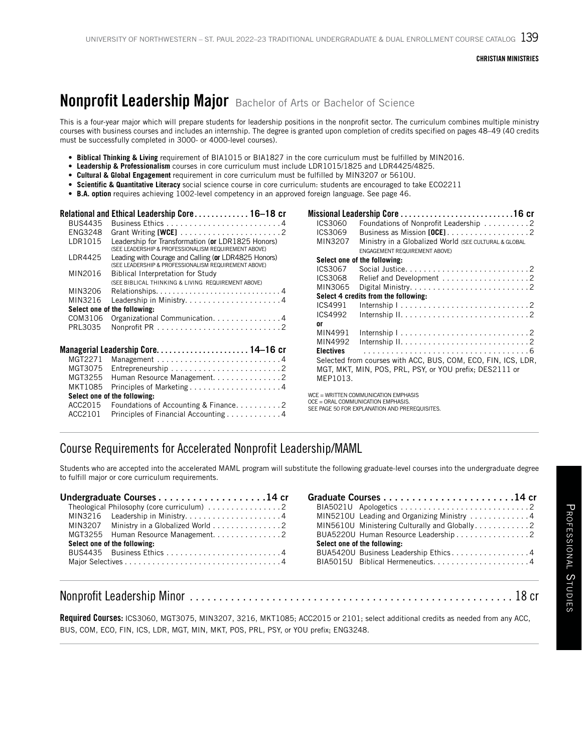CHRISTIAN MINISTRIES

# Nonprofit Leadership Major Bachelor of Arts or Bachelor of Science

This is a four-year major which will prepare students for leadership positions in the nonprofit sector. The curriculum combines multiple ministry courses with business courses and includes an internship. The degree is granted upon completion of credits specified on pages 48–49 (40 credits must be successfully completed in 3000- or 4000-level courses).

- **Biblical Thinking & Living** requirement of BIA1015 or BIA1827 in the core curriculum must be fulfilled by MIN2016.
- **Leadership & Professionalism** courses in core curriculum must include LDR1015/1825 and LDR4425/4825.
- **Cultural & Global Engagement** requirement in core curriculum must be fulfilled by MIN3207 or 5610U.
- **Scientific & Quantitative Literacy** social science course in core curriculum: students are encouraged to take ECO2211
- **B.A. option** requires achieving 1002-level competency in an approved foreign language. See page 46.

### Relational and Ethical Leadership Core . . . . . . . . . . . . 16–18 cr

| | | |
|---|---|---|
| BUS4435 | Business Ethics | 4 |
| ENG3248 | Grant Writing [WCE] | 2 |
| LDR1015 | Leadership for Transformation (**or** LDR1825 Honors) (SEE LEADERSHIP & PROFESSIONALISM REQUIREMENT ABOVE) | |
| LDR4425 | Leading with Courage and Calling (**or** LDR4825 Honors) (SEE LEADERSHIP & PROFESSIONALISM REQUIREMENT ABOVE) | |
| MIN2016 | Biblical Interpretation for Study (SEE BIBLICAL THINKING & LIVING REQUIREMENT ABOVE) | |
| MIN3206 | Relationships | 4 |
| MIN3216 | Leadership in Ministry | 4 |
| **Select one of the following:** | | |
| COM3106 | Organizational Communication | 4 |
| PRL3035 | Nonprofit PR | 2 |

### Managerial Leadership Core . . . . . . . . . . . . . . . . . . . . . 14–16 cr

| | | |
|---|---|---|
| MGT2271 | Management | 4 |
| MGT3075 | Entrepreneurship | 2 |
| MGT3255 | Human Resource Management | 2 |
| MKT1085 | Principles of Marketing | 4 |
| **Select one of the following:** | | |
| ACC2015 | Foundations of Accounting & Finance | 2 |
| ACC2101 | Principles of Financial Accounting | 4 |

### Missional Leadership Core . . . . . . . . . . . . . . . . . . . . . . . . . .16 cr

| | | |
|---|---|---|
| ICS3060 | Foundations of Nonprofit Leadership | 2 |
| ICS3069 | Business as Mission [OCE] | 2 |
| MIN3207 | Ministry in a Globalized World (SEE CULTURAL & GLOBAL ENGAGEMENT REQUIREMENT ABOVE) | |
| **Select one of the following:** | | |
| ICS3067 | Social Justice | 2 |
| ICS3068 | Relief and Development | 2 |
| MIN3065 | Digital Ministry | 2 |
| **Select 4 credits from the following:** | | |
| ICS4991 | Internship I | 2 |
| ICS4992 | Internship II | 2 |
| **or** | | |
| MIN4991 | Internship I | 2 |
| MIN4992 | Internship II | 2 |
| **Electives** | | 6 |

Selected from courses with ACC, BUS, COM, ECO, FIN, ICS, LDR, MGT, MKT, MIN, POS, PRL, PSY, or YOU prefix; DES2111 or MEP1013.

WCE = WRITTEN COMMUNICATION EMPHASIS
OCE = ORAL COMMUNICATION EMPHASIS.
SEE PAGE 50 FOR EXPLANATION AND PREREQUISITES.

## Course Requirements for Accelerated Nonprofit Leadership/MAML

Students who are accepted into the accelerated MAML program will substitute the following graduate-level courses into the undergraduate degree to fulfill major or core curriculum requirements.

### Undergraduate Courses . . . . . . . . . . . . . . . . . . .14 cr

| | | |
|---|---|---|
| Theological Philosophy (core curriculum) | | 2 |
| MIN3216 | Leadership in Ministry | 4 |
| MIN3207 | Ministry in a Globalized World | 2 |
| MGT3255 | Human Resource Management | 2 |
| **Select one of the following:** | | |
| BUS4435 | Business Ethics | 4 |
| Major Selectives | | 4 |

### Graduate Courses . . . . . . . . . . . . . . . . . . . . . . .14 cr

| | | |
|---|---|---|
| BIA5021U | Apologetics | 2 |
| MIN5210U | Leading and Organizing Ministry | 4 |
| MIN5610U | Ministering Culturally and Globally | 2 |
| BUA5220U | Human Resource Leadership | 2 |
| **Select one of the following:** | | |
| BUA5420U | Business Leadership Ethics | 4 |
| BIA5015U | Biblical Hermeneutics | 4 |

## Nonprofit Leadership Minor . . . . . . . . . . . . . . . . . . . . . . . . 18 cr

**Required Courses:** ICS3060, MGT3075, MIN3207, 3216, MKT1085; ACC2015 or 2101; select additional credits as needed from any ACC, BUS, COM, ECO, FIN, ICS, LDR, MGT, MIN, MKT, POS, PRL, PSY, or YOU prefix; ENG3248.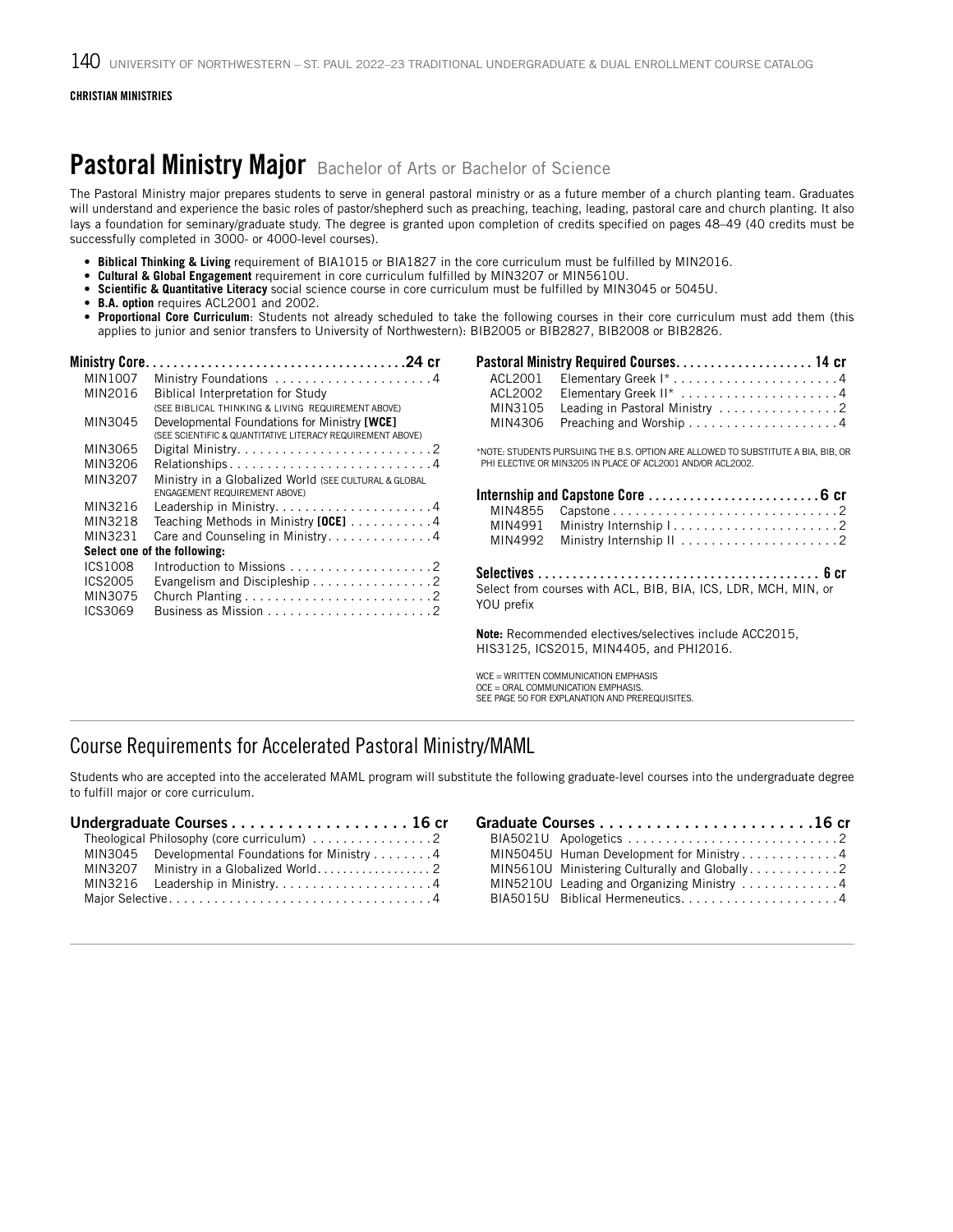**CHRISTIAN MINISTRIES**

# Pastoral Ministry Major Bachelor of Arts or Bachelor of Science

The Pastoral Ministry major prepares students to serve in general pastoral ministry or as a future member of a church planting team. Graduates will understand and experience the basic roles of pastor/shepherd such as preaching, teaching, leading, pastoral care and church planting. It also lays a foundation for seminary/graduate study. The degree is granted upon completion of credits specified on pages 48–49 (40 credits must be successfully completed in 3000- or 4000-level courses).

- **Biblical Thinking & Living** requirement of BIA1015 or BIA1827 in the core curriculum must be fulfilled by MIN2016.
- **Cultural & Global Engagement** requirement in core curriculum fulfilled by MIN3207 or MIN5610U.
- **Scientific & Quantitative Literacy** social science course in core curriculum must be fulfilled by MIN3045 or 5045U.
- **B.A. option** requires ACL2001 and 2002.
- **Proportional Core Curriculum**: Students not already scheduled to take the following courses in their core curriculum must add them (this applies to junior and senior transfers to University of Northwestern): BIB2005 or BIB2827, BIB2008 or BIB2826.

### Ministry Core — 24 cr

| Course | Title | Credits |
|---|---|---|
| MIN1007 | Ministry Foundations | 4 |
| MIN2016 | Biblical Interpretation for Study (SEE BIBLICAL THINKING & LIVING REQUIREMENT ABOVE) | |
| MIN3045 | Developmental Foundations for Ministry **[WCE]** (SEE SCIENTIFIC & QUANTITATIVE LITERACY REQUIREMENT ABOVE) | |
| MIN3065 | Digital Ministry | 2 |
| MIN3206 | Relationships | 4 |
| MIN3207 | Ministry in a Globalized World (SEE CULTURAL & GLOBAL ENGAGEMENT REQUIREMENT ABOVE) | |
| MIN3216 | Leadership in Ministry | 4 |
| MIN3218 | Teaching Methods in Ministry **[OCE]** | 4 |
| MIN3231 | Care and Counseling in Ministry | 4 |

**Select one of the following:**

| Course | Title | Credits |
|---|---|---|
| ICS1008 | Introduction to Missions | 2 |
| ICS2005 | Evangelism and Discipleship | 2 |
| MIN3075 | Church Planting | 2 |
| ICS3069 | Business as Mission | 2 |

### Pastoral Ministry Required Courses — 14 cr

| Course | Title | Credits |
|---|---|---|
| ACL2001 | Elementary Greek I* | 4 |
| ACL2002 | Elementary Greek II* | 4 |
| MIN3105 | Leading in Pastoral Ministry | 2 |
| MIN4306 | Preaching and Worship | 4 |

*NOTE: STUDENTS PURSUING THE B.S. OPTION ARE ALLOWED TO SUBSTITUTE A BIA, BIB, OR PHI ELECTIVE OR MIN3205 IN PLACE OF ACL2001 AND/OR ACL2002.

### Internship and Capstone Core — 6 cr

| Course | Title | Credits |
|---|---|---|
| MIN4855 | Capstone | 2 |
| MIN4991 | Ministry Internship I | 2 |
| MIN4992 | Ministry Internship II | 2 |

### Selectives — 6 cr

Select from courses with ACL, BIB, BIA, ICS, LDR, MCH, MIN, or YOU prefix

**Note:** Recommended electives/selectives include ACC2015, HIS3125, ICS2015, MIN4405, and PHI2016.

WCE = WRITTEN COMMUNICATION EMPHASIS
OCE = ORAL COMMUNICATION EMPHASIS.
SEE PAGE 50 FOR EXPLANATION AND PREREQUISITES.

## Course Requirements for Accelerated Pastoral Ministry/MAML

Students who are accepted into the accelerated MAML program will substitute the following graduate-level courses into the undergraduate degree to fulfill major or core curriculum.

### Undergraduate Courses — 16 cr

| Course | Title | Credits |
|---|---|---|
| | Theological Philosophy (core curriculum) | 2 |
| MIN3045 | Developmental Foundations for Ministry | 4 |
| MIN3207 | Ministry in a Globalized World | 2 |
| MIN3216 | Leadership in Ministry | 4 |
| | Major Selective | 4 |

### Graduate Courses — 16 cr

| Course | Title | Credits |
|---|---|---|
| BIA5021U | Apologetics | 2 |
| MIN5045U | Human Development for Ministry | 4 |
| MIN5610U | Ministering Culturally and Globally | 2 |
| MIN5210U | Leading and Organizing Ministry | 4 |
| BIA5015U | Biblical Hermeneutics | 4 |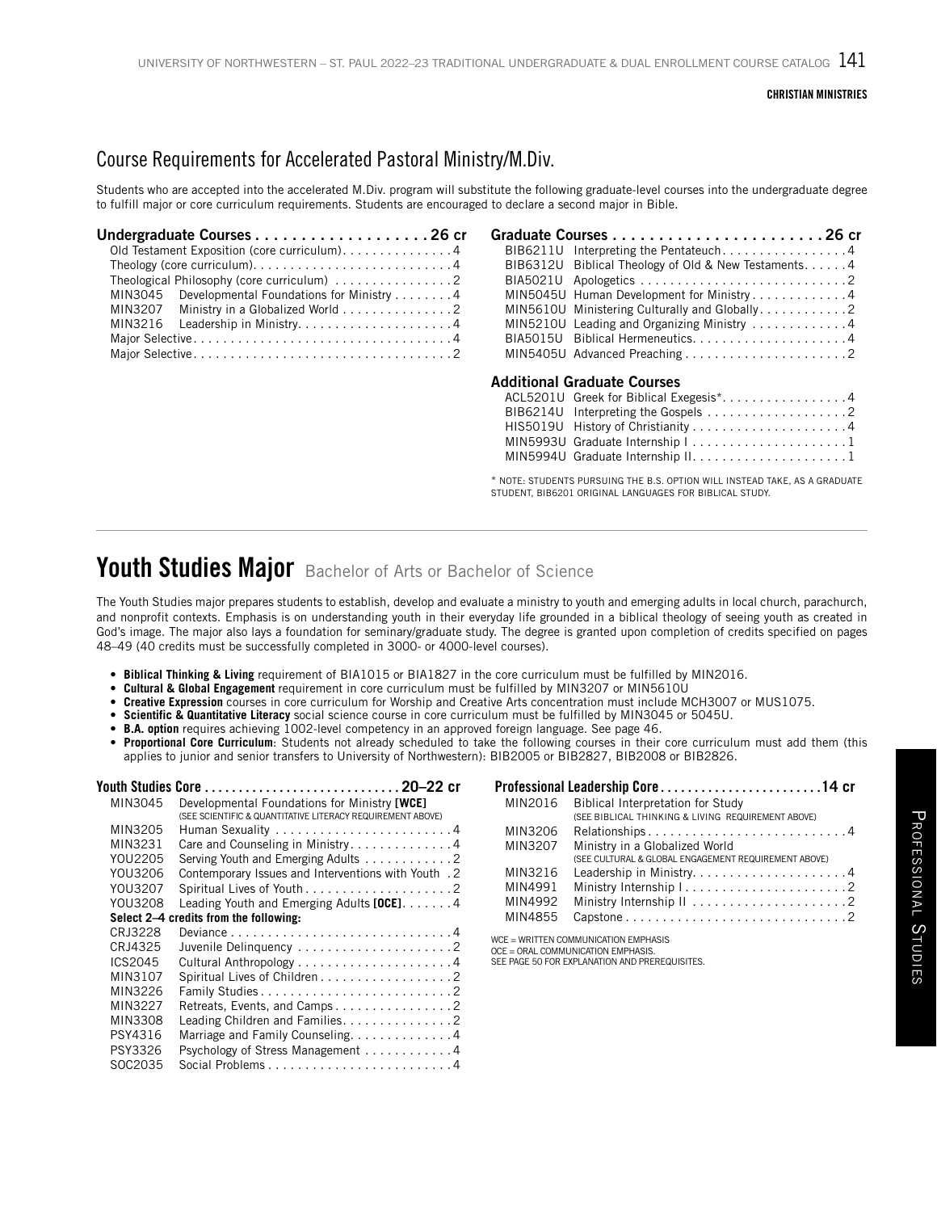**CHRISTIAN MINISTRIES**

## Course Requirements for Accelerated Pastoral Ministry/M.Div.

Students who are accepted into the accelerated M.Div. program will substitute the following graduate-level courses into the undergraduate degree to fulfill major or core curriculum requirements. Students are encouraged to declare a second major in Bible.

**Undergraduate Courses . . . . . . . . . . . . . . . . . . . 26 cr**

| Course | Title | Credits |
|---|---|---|
| | Old Testament Exposition (core curriculum) | 4 |
| | Theology (core curriculum) | 4 |
| | Theological Philosophy (core curriculum) | 2 |
| MIN3045 | Developmental Foundations for Ministry | 4 |
| MIN3207 | Ministry in a Globalized World | 2 |
| MIN3216 | Leadership in Ministry | 4 |
| | Major Selective | 4 |
| | Major Selective | 2 |

**Graduate Courses . . . . . . . . . . . . . . . . . . . . . . . 26 cr**

| Course | Title | Credits |
|---|---|---|
| BIB6211U | Interpreting the Pentateuch | 4 |
| BIB6312U | Biblical Theology of Old & New Testaments | 4 |
| BIA5021U | Apologetics | 2 |
| MIN5045U | Human Development for Ministry | 4 |
| MIN5610U | Ministering Culturally and Globally | 2 |
| MIN5210U | Leading and Organizing Ministry | 4 |
| BIA5015U | Biblical Hermeneutics | 4 |
| MIN5405U | Advanced Preaching | 2 |

### Additional Graduate Courses

| Course | Title | Credits |
|---|---|---|
| ACL5201U | Greek for Biblical Exegesis* | 4 |
| BIB6214U | Interpreting the Gospels | 2 |
| HIS5019U | History of Christianity | 4 |
| MIN5993U | Graduate Internship I | 1 |
| MIN5994U | Graduate Internship II | 1 |

* NOTE: STUDENTS PURSUING THE B.S. OPTION WILL INSTEAD TAKE, AS A GRADUATE STUDENT, BIB6201 ORIGINAL LANGUAGES FOR BIBLICAL STUDY.

# Youth Studies Major Bachelor of Arts or Bachelor of Science

The Youth Studies major prepares students to establish, develop and evaluate a ministry to youth and emerging adults in local church, parachurch, and nonprofit contexts. Emphasis is on understanding youth in their everyday life grounded in a biblical theology of seeing youth as created in God's image. The major also lays a foundation for seminary/graduate study. The degree is granted upon completion of credits specified on pages 48–49 (40 credits must be successfully completed in 3000- or 4000-level courses).

- **Biblical Thinking & Living** requirement of BIA1015 or BIA1827 in the core curriculum must be fulfilled by MIN2016.
- **Cultural & Global Engagement** requirement in core curriculum must be fulfilled by MIN3207 or MIN5610U
- **Creative Expression** courses in core curriculum for Worship and Creative Arts concentration must include MCH3007 or MUS1075.
- **Scientific & Quantitative Literacy** social science course in core curriculum must be fulfilled by MIN3045 or 5045U.
- **B.A. option** requires achieving 1002-level competency in an approved foreign language. See page 46.
- **Proportional Core Curriculum**: Students not already scheduled to take the following courses in their core curriculum must add them (this applies to junior and senior transfers to University of Northwestern): BIB2005 or BIB2827, BIB2008 or BIB2826.

**Youth Studies Core . . . . . . . . . . . . . . . . . . . . . . . . . . . 20–22 cr**

| Course | Title | Credits |
|---|---|---|
| MIN3045 | Developmental Foundations for Ministry **[WCE]** (SEE SCIENTIFIC & QUANTITATIVE LITERACY REQUIREMENT ABOVE) | |
| MIN3205 | Human Sexuality | 4 |
| MIN3231 | Care and Counseling in Ministry | 4 |
| YOU2205 | Serving Youth and Emerging Adults | 2 |
| YOU3206 | Contemporary Issues and Interventions with Youth | 2 |
| YOU3207 | Spiritual Lives of Youth | 2 |
| YOU3208 | Leading Youth and Emerging Adults **[OCE]** | 4 |
| **Select 2–4 credits from the following:** | | |
| CRJ3228 | Deviance | 4 |
| CRJ4325 | Juvenile Delinquency | 2 |
| ICS2045 | Cultural Anthropology | 4 |
| MIN3107 | Spiritual Lives of Children | 2 |
| MIN3226 | Family Studies | 2 |
| MIN3227 | Retreats, Events, and Camps | 2 |
| MIN3308 | Leading Children and Families | 2 |
| PSY4316 | Marriage and Family Counseling | 4 |
| PSY3326 | Psychology of Stress Management | 4 |
| SOC2035 | Social Problems | 4 |

**Professional Leadership Core . . . . . . . . . . . . . . . . . . . . . . 14 cr**

| Course | Title | Credits |
|---|---|---|
| MIN2016 | Biblical Interpretation for Study (SEE BIBLICAL THINKING & LIVING REQUIREMENT ABOVE) | |
| MIN3206 | Relationships | 4 |
| MIN3207 | Ministry in a Globalized World (SEE CULTURAL & GLOBAL ENGAGEMENT REQUIREMENT ABOVE) | |
| MIN3216 | Leadership in Ministry | 4 |
| MIN4991 | Ministry Internship I | 2 |
| MIN4992 | Ministry Internship II | 2 |
| MIN4855 | Capstone | 2 |

WCE = WRITTEN COMMUNICATION EMPHASIS
OCE = ORAL COMMUNICATION EMPHASIS.
SEE PAGE 50 FOR EXPLANATION AND PREREQUISITES.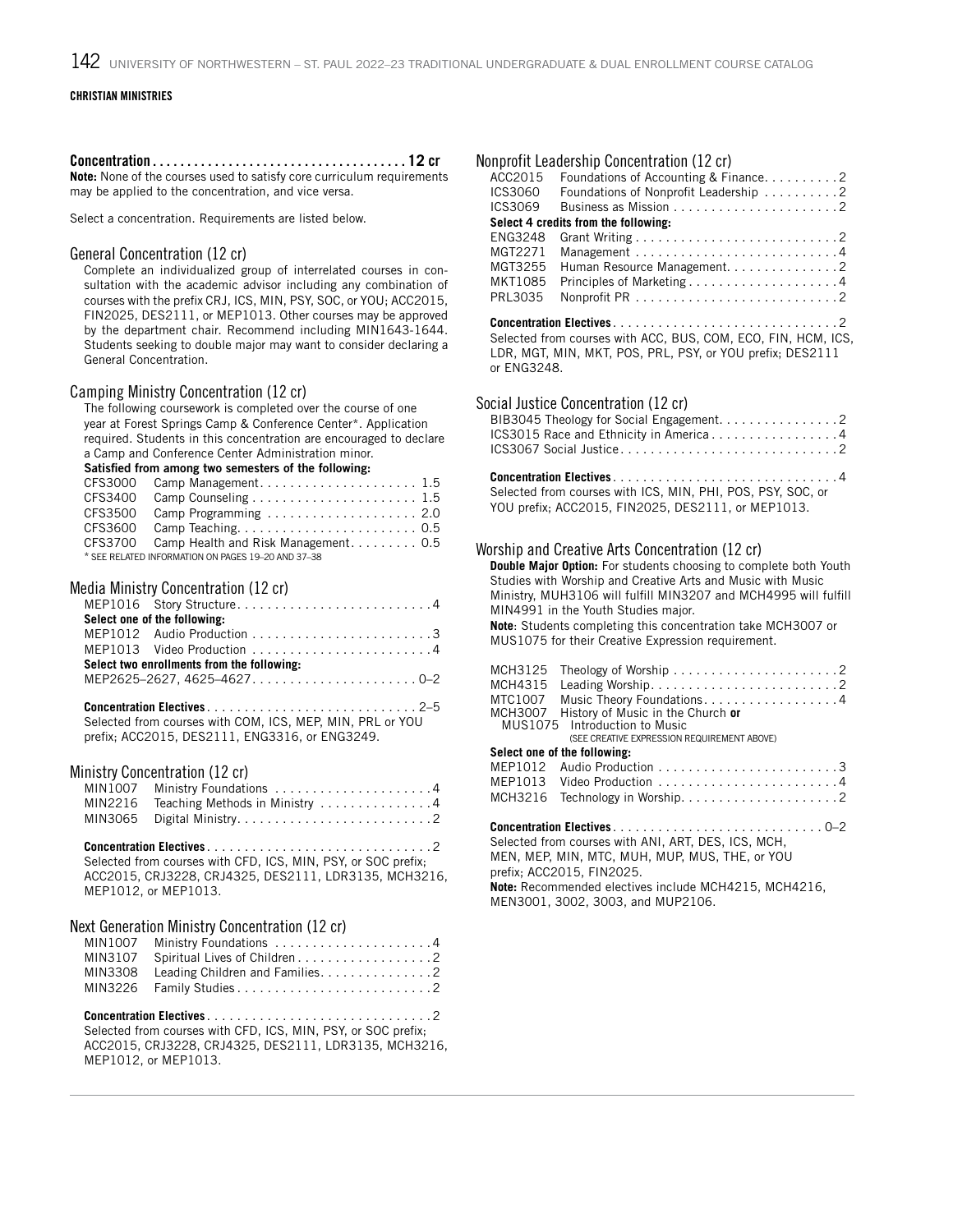**CHRISTIAN MINISTRIES**

**Concentration . . . . . . . . . . . . . . . . . . . . . . . . . . . . . . . . . . . . 12 cr**

**Note:** None of the courses used to satisfy core curriculum requirements may be applied to the concentration, and vice versa.

Select a concentration. Requirements are listed below.

## General Concentration (12 cr)

Complete an individualized group of interrelated courses in consultation with the academic advisor including any combination of courses with the prefix CRJ, ICS, MIN, PSY, SOC, or YOU; ACC2015, FIN2025, DES2111, or MEP1013. Other courses may be approved by the department chair. Recommend including MIN1643-1644. Students seeking to double major may want to consider declaring a General Concentration.

## Camping Ministry Concentration (12 cr)

The following coursework is completed over the course of one year at Forest Springs Camp & Conference Center*. Application required. Students in this concentration are encouraged to declare a Camp and Conference Center Administration minor.

**Satisfied from among two semesters of the following:**

| | | |
|---|---|---|
| CFS3000 | Camp Management | 1.5 |
| CFS3400 | Camp Counseling | 1.5 |
| CFS3500 | Camp Programming | 2.0 |
| CFS3600 | Camp Teaching | 0.5 |
| CFS3700 | Camp Health and Risk Management | 0.5 |

* SEE RELATED INFORMATION ON PAGES 19–20 AND 37–38

## Media Ministry Concentration (12 cr)

| | | |
|---|---|---|
| MEP1016 | Story Structure | 4 |
| **Select one of the following:** | | |
| MEP1012 | Audio Production | 3 |
| MEP1013 | Video Production | 4 |
| **Select two enrollments from the following:** | | |
| MEP2625–2627, 4625–4627 | | 0–2 |

**Concentration Electives . . . . . . . . . . . . . . . . . . . . . . . . . . . . 2–5**

Selected from courses with COM, ICS, MEP, MIN, PRL or YOU prefix; ACC2015, DES2111, ENG3316, or ENG3249.

## Ministry Concentration (12 cr)

| | | |
|---|---|---|
| MIN1007 | Ministry Foundations | 4 |
| MIN2216 | Teaching Methods in Ministry | 4 |
| MIN3065 | Digital Ministry | 2 |

**Concentration Electives . . . . . . . . . . . . . . . . . . . . . . . . . . . . . . 2**

Selected from courses with CFD, ICS, MIN, PSY, or SOC prefix; ACC2015, CRJ3228, CRJ4325, DES2111, LDR3135, MCH3216, MEP1012, or MEP1013.

## Next Generation Ministry Concentration (12 cr)

| | | |
|---|---|---|
| MIN1007 | Ministry Foundations | 4 |
| MIN3107 | Spiritual Lives of Children | 2 |
| MIN3308 | Leading Children and Families | 2 |
| MIN3226 | Family Studies | 2 |

**Concentration Electives . . . . . . . . . . . . . . . . . . . . . . . . . . . . . . 2**

Selected from courses with CFD, ICS, MIN, PSY, or SOC prefix; ACC2015, CRJ3228, CRJ4325, DES2111, LDR3135, MCH3216, MEP1012, or MEP1013.

## Nonprofit Leadership Concentration (12 cr)

| | | |
|---|---|---|
| ACC2015 | Foundations of Accounting & Finance | 2 |
| ICS3060 | Foundations of Nonprofit Leadership | 2 |
| ICS3069 | Business as Mission | 2 |
| **Select 4 credits from the following:** | | |
| ENG3248 | Grant Writing | 2 |
| MGT2271 | Management | 4 |
| MGT3255 | Human Resource Management | 2 |
| MKT1085 | Principles of Marketing | 4 |
| PRL3035 | Nonprofit PR | 2 |

**Concentration Electives . . . . . . . . . . . . . . . . . . . . . . . . . . . . . . 2**

Selected from courses with ACC, BUS, COM, ECO, FIN, HCM, ICS, LDR, MGT, MIN, MKT, POS, PRL, PSY, or YOU prefix; DES2111 or ENG3248.

## Social Justice Concentration (12 cr)

| | |
|---|---|
| BIB3045 Theology for Social Engagement | 2 |
| ICS3015 Race and Ethnicity in America | 4 |
| ICS3067 Social Justice | 2 |

**Concentration Electives . . . . . . . . . . . . . . . . . . . . . . . . . . . . . . 4**

Selected from courses with ICS, MIN, PHI, POS, PSY, SOC, or YOU prefix; ACC2015, FIN2025, DES2111, or MEP1013.

## Worship and Creative Arts Concentration (12 cr)

**Double Major Option:** For students choosing to complete both Youth Studies with Worship and Creative Arts and Music with Music Ministry, MUH3106 will fulfill MIN3207 and MCH4995 will fulfill MIN4991 in the Youth Studies major.

**Note**: Students completing this concentration take MCH3007 or MUS1075 for their Creative Expression requirement.

| | | |
|---|---|---|
| MCH3125 | Theology of Worship | 2 |
| MCH4315 | Leading Worship | 2 |
| MTC1007 | Music Theory Foundations | 4 |
| MCH3007 | History of Music in the Church **or** | |
| MUS1075 | Introduction to Music (SEE CREATIVE EXPRESSION REQUIREMENT ABOVE) | |
| **Select one of the following:** | | |
| MEP1012 | Audio Production | 3 |
| MEP1013 | Video Production | 4 |
| MCH3216 | Technology in Worship | 2 |

**Concentration Electives . . . . . . . . . . . . . . . . . . . . . . . . . . . 0–2**

Selected from courses with ANI, ART, DES, ICS, MCH, MEN, MEP, MIN, MTC, MUH, MUP, MUS, THE, or YOU prefix; ACC2015, FIN2025.

**Note:** Recommended electives include MCH4215, MCH4216, MEN3001, 3002, 3003, and MUP2106.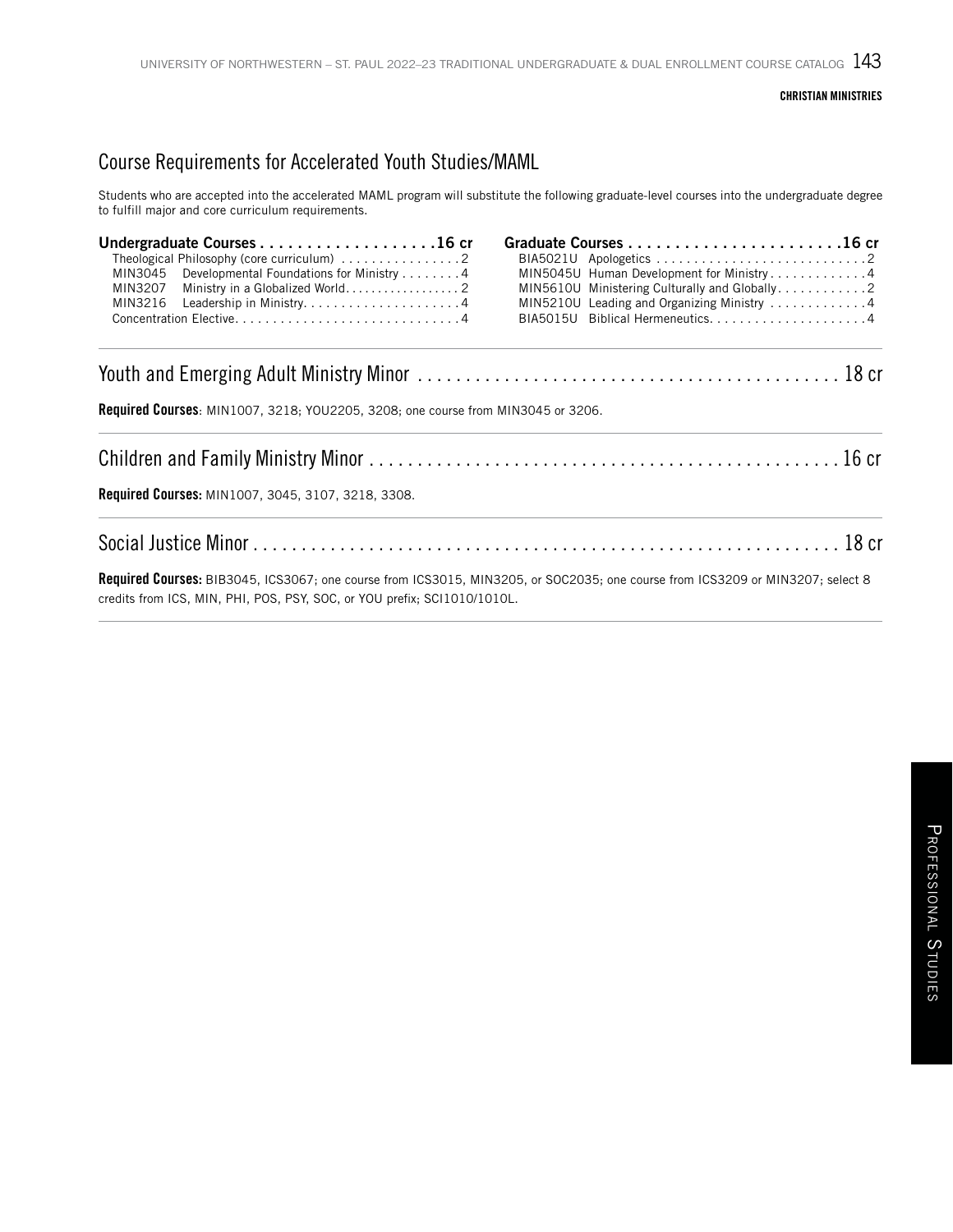## Course Requirements for Accelerated Youth Studies/MAML

Students who are accepted into the accelerated MAML program will substitute the following graduate-level courses into the undergraduate degree to fulfill major and core curriculum requirements.

| Undergraduate Courses | 16 cr | Graduate Courses | 16 cr |
|---|---|---|---|
| Theological Philosophy (core curriculum) | 2 | BIA5021U Apologetics | 2 |
| MIN3045 Developmental Foundations for Ministry | 4 | MIN5045U Human Development for Ministry | 4 |
| MIN3207 Ministry in a Globalized World | 2 | MIN5610U Ministering Culturally and Globally | 2 |
| MIN3216 Leadership in Ministry | 4 | MIN5210U Leading and Organizing Ministry | 4 |
| Concentration Elective | 4 | BIA5015U Biblical Hermeneutics | 4 |

## Youth and Emerging Adult Ministry Minor ........ 18 cr

**Required Courses**: MIN1007, 3218; YOU2205, 3208; one course from MIN3045 or 3206.

## Children and Family Ministry Minor ........ 16 cr

**Required Courses:** MIN1007, 3045, 3107, 3218, 3308.

## Social Justice Minor ........ 18 cr

**Required Courses:** BIB3045, ICS3067; one course from ICS3015, MIN3205, or SOC2035; one course from ICS3209 or MIN3207; select 8 credits from ICS, MIN, PHI, POS, PSY, SOC, or YOU prefix; SCI1010/1010L.